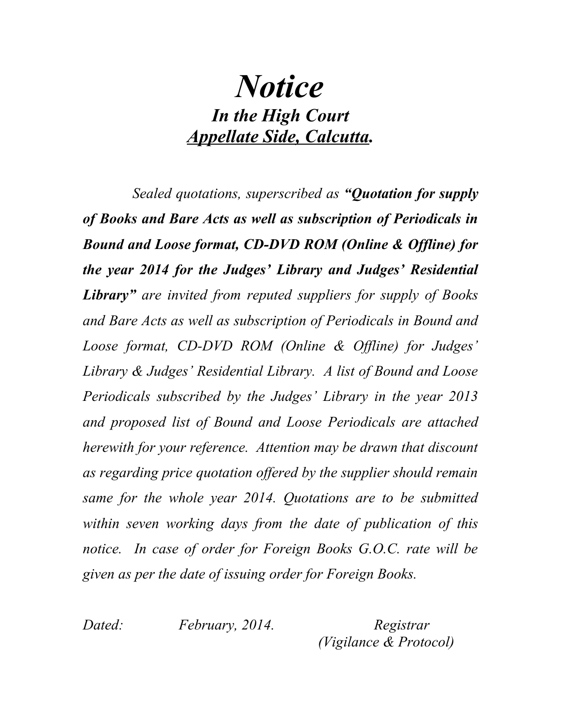# *Notice*

## *In the High Court*

## *<u>Appellate Side, Calcutta</u>.*

*Sealed quotations, superscribed as **"Quotation for supply of Books and Bare Acts as well as subscription of Periodicals in Bound and Loose format, CD-DVD ROM (Online & Offline) for the year 2014 for the Judges' Library and Judges' Residential Library"** are invited from reputed suppliers for supply of Books and Bare Acts as well as subscription of Periodicals in Bound and Loose format, CD-DVD ROM (Online & Offline) for Judges' Library & Judges' Residential Library. A list of Bound and Loose Periodicals subscribed by the Judges' Library in the year 2013 and proposed list of Bound and Loose Periodicals are attached herewith for your reference. Attention may be drawn that discount as regarding price quotation offered by the supplier should remain same for the whole year 2014. Quotations are to be submitted within seven working days from the date of publication of this notice. In case of order for Foreign Books G.O.C. rate will be given as per the date of issuing order for Foreign Books.*

*Dated: February, 2014.*

*Registrar*
*(Vigilance & Protocol)*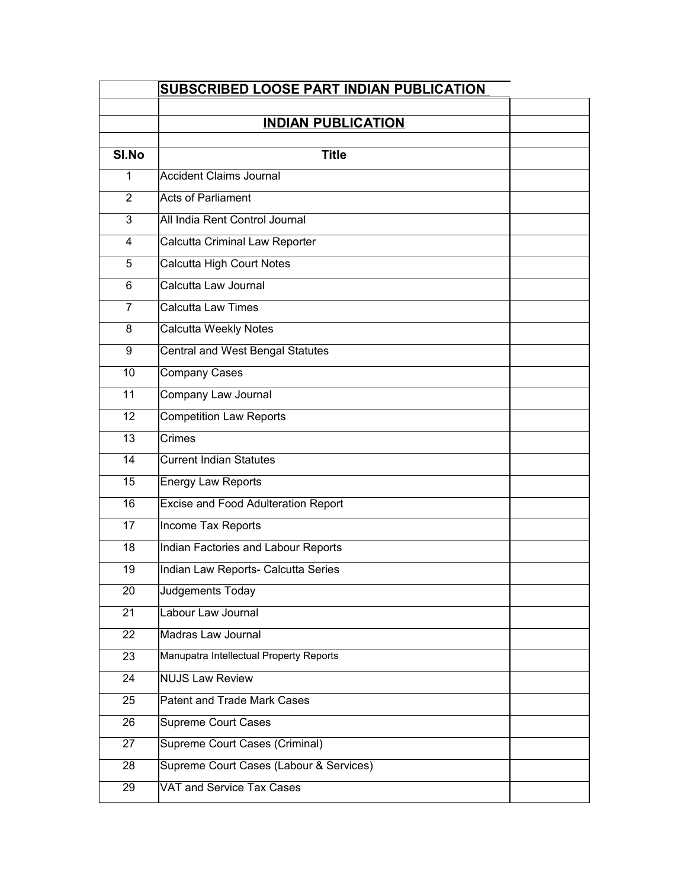## SUBSCRIBED LOOSE PART INDIAN PUBLICATION

### INDIAN PUBLICATION

| Sl.No | Title | |
|---|---|---|
| 1 | Accident Claims Journal | |
| 2 | Acts of Parliament | |
| 3 | All India Rent Control Journal | |
| 4 | Calcutta Criminal Law Reporter | |
| 5 | Calcutta High Court Notes | |
| 6 | Calcutta Law Journal | |
| 7 | Calcutta Law Times | |
| 8 | Calcutta Weekly Notes | |
| 9 | Central and West Bengal Statutes | |
| 10 | Company Cases | |
| 11 | Company Law Journal | |
| 12 | Competition Law Reports | |
| 13 | Crimes | |
| 14 | Current Indian Statutes | |
| 15 | Energy Law Reports | |
| 16 | Excise and Food Adulteration Report | |
| 17 | Income Tax Reports | |
| 18 | Indian Factories and Labour Reports | |
| 19 | Indian Law Reports- Calcutta Series | |
| 20 | Judgements Today | |
| 21 | Labour Law Journal | |
| 22 | Madras Law Journal | |
| 23 | Manupatra Intellectual Property Reports | |
| 24 | NUJS Law Review | |
| 25 | Patent and Trade Mark Cases | |
| 26 | Supreme Court Cases | |
| 27 | Supreme Court Cases (Criminal) | |
| 28 | Supreme Court Cases (Labour & Services) | |
| 29 | VAT and Service Tax Cases | |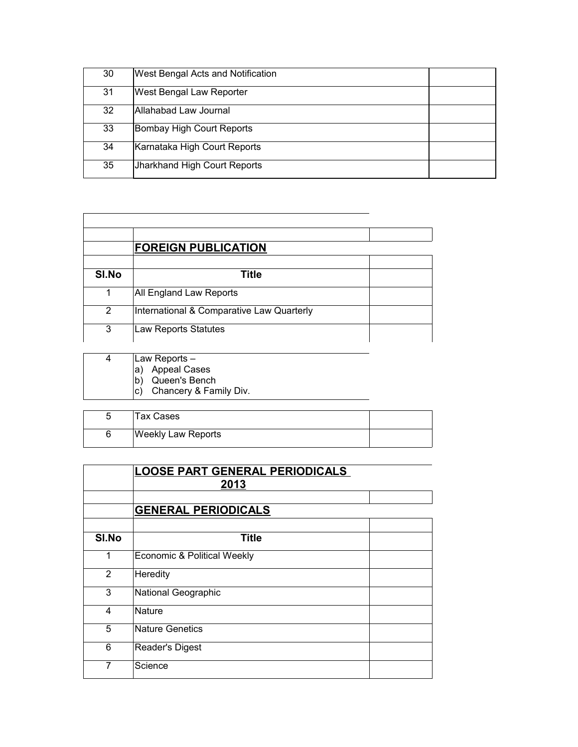| | | |
|---|---|---|
| 30 | West Bengal Acts and Notification | |
| 31 | West Bengal Law Reporter | |
| 32 | Allahabad Law Journal | |
| 33 | Bombay High Court Reports | |
| 34 | Karnataka High Court Reports | |
| 35 | Jharkhand High Court Reports | |

## FOREIGN PUBLICATION

| Sl.No | Title | |
|---|---|---|
| 1 | All England Law Reports | |
| 2 | International & Comparative Law Quarterly | |
| 3 | Law Reports Statutes | |
| 4 | Law Reports – a) Appeal Cases b) Queen's Bench c) Chancery & Family Div. | |
| 5 | Tax Cases | |
| 6 | Weekly Law Reports | |

## LOOSE PART GENERAL PERIODICALS 2013

## GENERAL PERIODICALS

| Sl.No | Title | |
|---|---|---|
| 1 | Economic & Political Weekly | |
| 2 | Heredity | |
| 3 | National Geographic | |
| 4 | Nature | |
| 5 | Nature Genetics | |
| 6 | Reader's Digest | |
| 7 | Science | |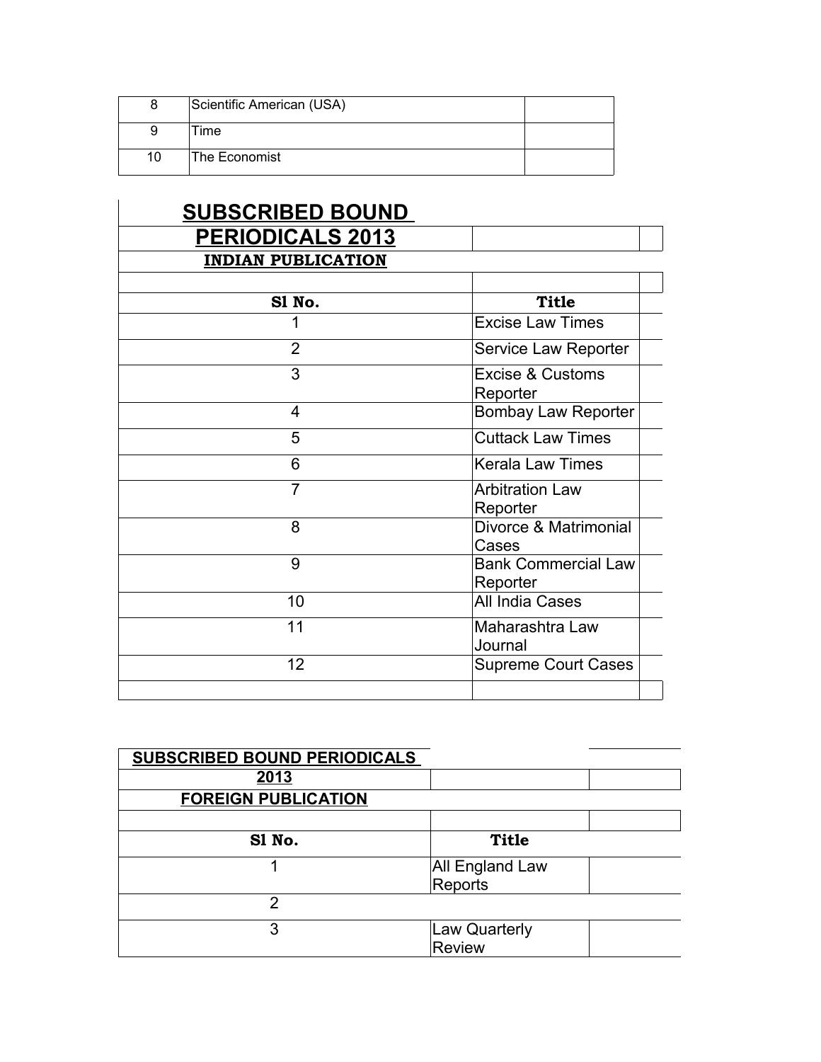| 8 | Scientific American (USA) | |
|---|---|---|
| 9 | Time | |
| 10 | The Economist | |

## SUBSCRIBED BOUND PERIODICALS 2013

**INDIAN PUBLICATION**

| Sl No. | Title |
|---|---|
| 1 | Excise Law Times |
| 2 | Service Law Reporter |
| 3 | Excise & Customs Reporter |
| 4 | Bombay Law Reporter |
| 5 | Cuttack Law Times |
| 6 | Kerala Law Times |
| 7 | Arbitration Law Reporter |
| 8 | Divorce & Matrimonial Cases |
| 9 | Bank Commercial Law Reporter |
| 10 | All India Cases |
| 11 | Maharashtra Law Journal |
| 12 | Supreme Court Cases |

**SUBSCRIBED BOUND PERIODICALS 2013**

**FOREIGN PUBLICATION**

| Sl No. | Title |
|---|---|
| 1 | All England Law Reports |
| 2 | |
| 3 | Law Quarterly Review |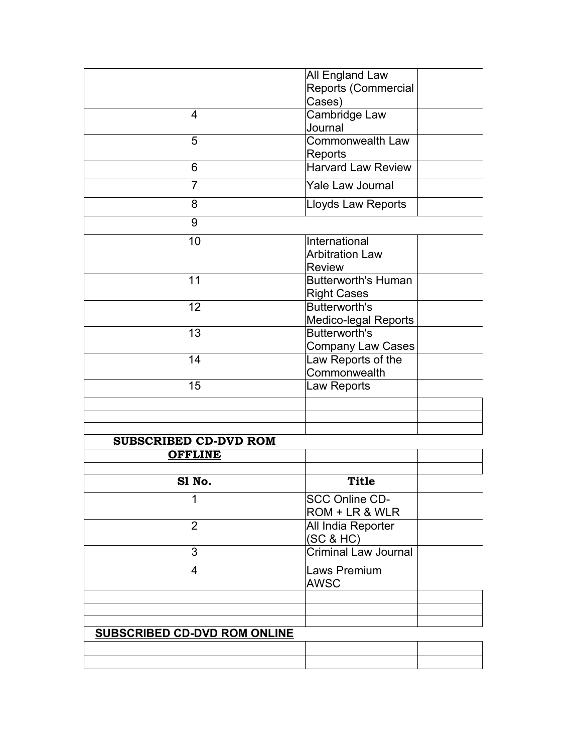| | | |
|---|---|---|
| | All England Law Reports (Commercial Cases) | |
| 4 | Cambridge Law Journal | |
| 5 | Commonwealth Law Reports | |
| 6 | Harvard Law Review | |
| 7 | Yale Law Journal | |
| 8 | Lloyds Law Reports | |
| 9 | | |
| 10 | International Arbitration Law Review | |
| 11 | Butterworth's Human Right Cases | |
| 12 | Butterworth's Medico-legal Reports | |
| 13 | Butterworth's Company Law Cases | |
| 14 | Law Reports of the Commonwealth | |
| 15 | Law Reports | |
| | | |
| | | |
| | | |

**SUBSCRIBED CD-DVD ROM OFFLINE**

| Sl No. | Title | |
|---|---|---|
| 1 | SCC Online CD-ROM + LR & WLR | |
| 2 | All India Reporter (SC & HC) | |
| 3 | Criminal Law Journal | |
| 4 | Laws Premium AWSC | |
| | | |
| | | |
| | | |

**SUBSCRIBED CD-DVD ROM ONLINE**

| | | |
|---|---|---|
| | | |
| | | |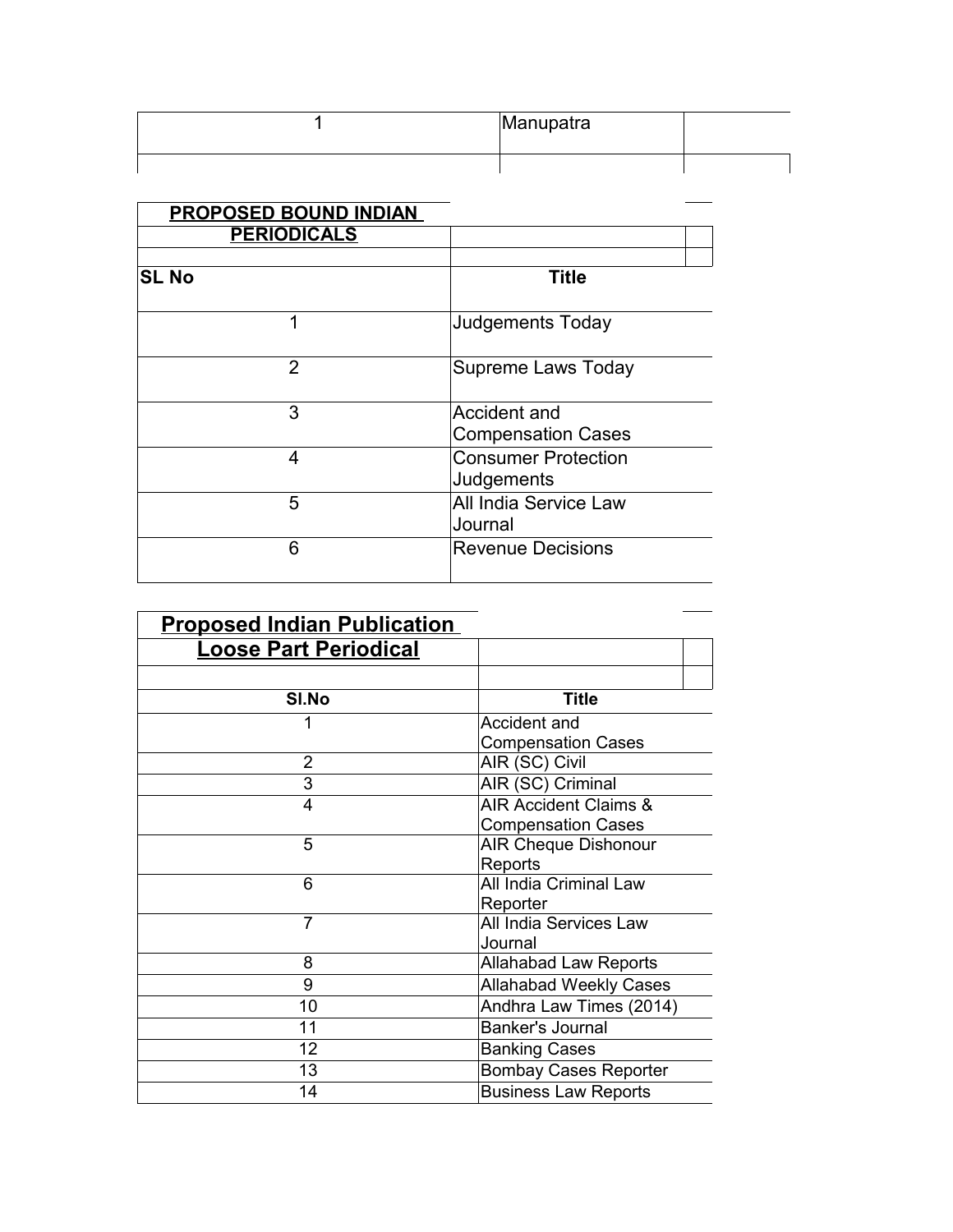| 1 | Manupatra | |
|---|---|---|
| | | |

**PROPOSED BOUND INDIAN PERIODICALS**

| SL No | Title |
|---|---|
| 1 | Judgements Today |
| 2 | Supreme Laws Today |
| 3 | Accident and Compensation Cases |
| 4 | Consumer Protection Judgements |
| 5 | All India Service Law Journal |
| 6 | Revenue Decisions |

## Proposed Indian Publication Loose Part Periodical

| Sl.No | Title |
|---|---|
| 1 | Accident and Compensation Cases |
| 2 | AIR (SC) Civil |
| 3 | AIR (SC) Criminal |
| 4 | AIR Accident Claims & Compensation Cases |
| 5 | AIR Cheque Dishonour Reports |
| 6 | All India Criminal Law Reporter |
| 7 | All India Services Law Journal |
| 8 | Allahabad Law Reports |
| 9 | Allahabad Weekly Cases |
| 10 | Andhra Law Times (2014) |
| 11 | Banker's Journal |
| 12 | Banking Cases |
| 13 | Bombay Cases Reporter |
| 14 | Business Law Reports |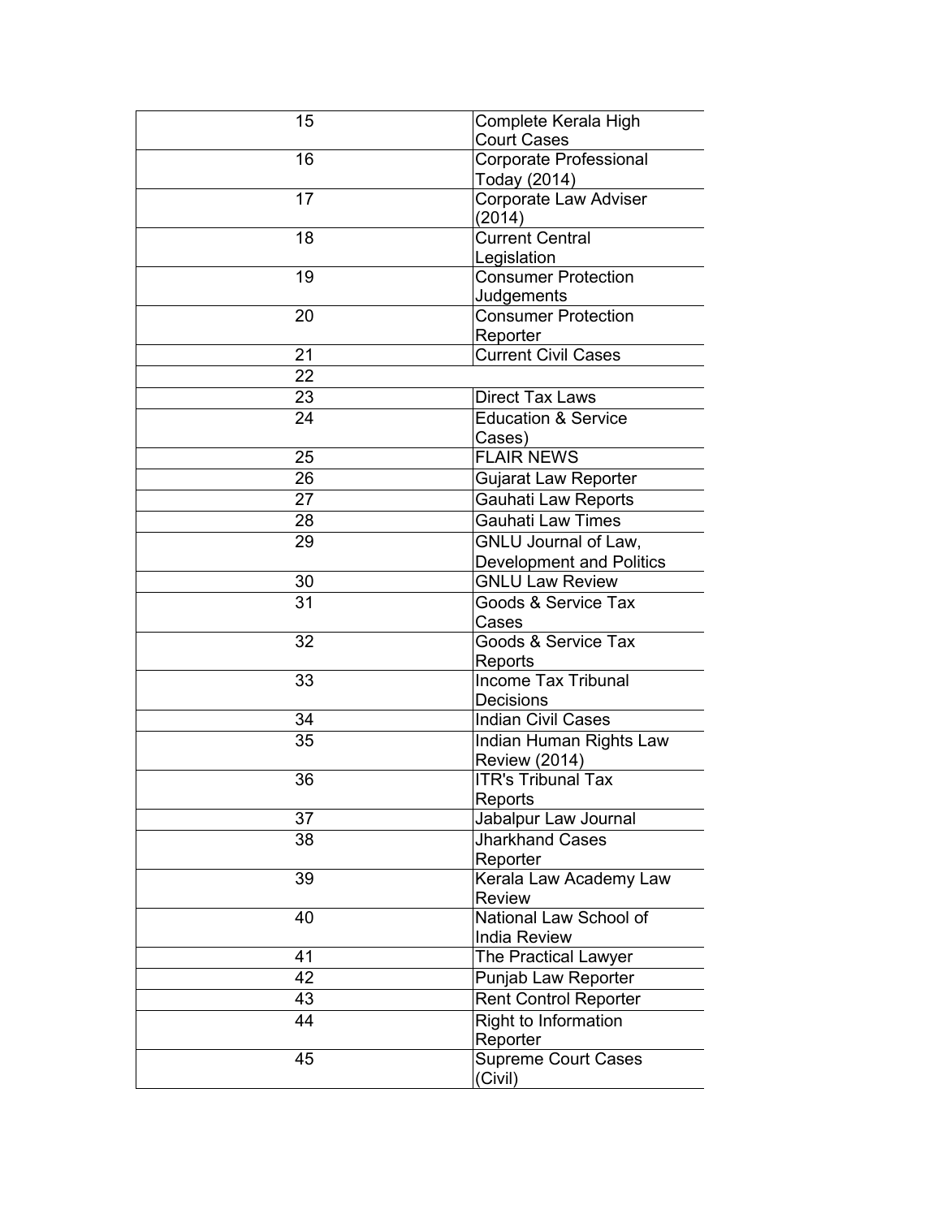| 15 | Complete Kerala High Court Cases |
|---|---|
| 16 | Corporate Professional Today (2014) |
| 17 | Corporate Law Adviser (2014) |
| 18 | Current Central Legislation |
| 19 | Consumer Protection Judgements |
| 20 | Consumer Protection Reporter |
| 21 | Current Civil Cases |
| 22 | |
| 23 | Direct Tax Laws |
| 24 | Education & Service Cases) |
| 25 | FLAIR NEWS |
| 26 | Gujarat Law Reporter |
| 27 | Gauhati Law Reports |
| 28 | Gauhati Law Times |
| 29 | GNLU Journal of Law, Development and Politics |
| 30 | GNLU Law Review |
| 31 | Goods & Service Tax Cases |
| 32 | Goods & Service Tax Reports |
| 33 | Income Tax Tribunal Decisions |
| 34 | Indian Civil Cases |
| 35 | Indian Human Rights Law Review (2014) |
| 36 | ITR's Tribunal Tax Reports |
| 37 | Jabalpur Law Journal |
| 38 | Jharkhand Cases Reporter |
| 39 | Kerala Law Academy Law Review |
| 40 | National Law School of India Review |
| 41 | The Practical Lawyer |
| 42 | Punjab Law Reporter |
| 43 | Rent Control Reporter |
| 44 | Right to Information Reporter |
| 45 | Supreme Court Cases (Civil) |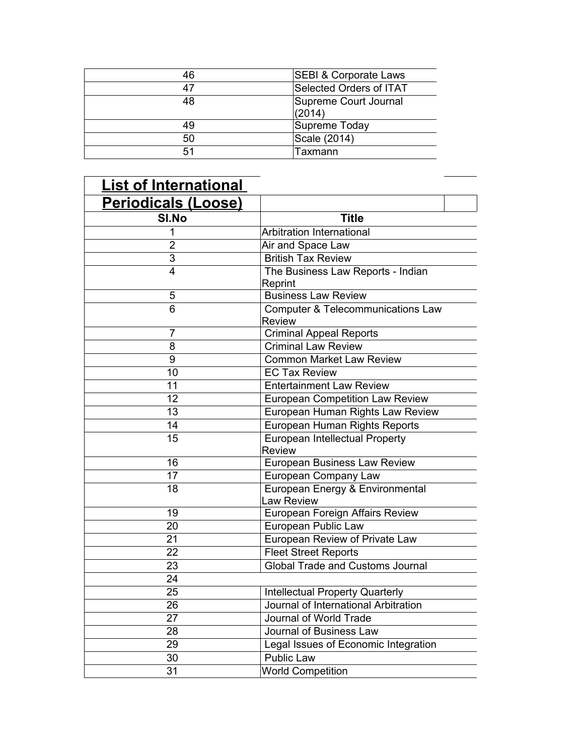| | |
|---|---|
| 46 | SEBI & Corporate Laws |
| 47 | Selected Orders of ITAT |
| 48 | Supreme Court Journal (2014) |
| 49 | Supreme Today |
| 50 | Scale (2014) |
| 51 | Taxmann |

## List of International Periodicals (Loose)

| Sl.No | Title |
|---|---|
| 1 | Arbitration International |
| 2 | Air and Space Law |
| 3 | British Tax Review |
| 4 | The Business Law Reports - Indian Reprint |
| 5 | Business Law Review |
| 6 | Computer & Telecommunications Law Review |
| 7 | Criminal Appeal Reports |
| 8 | Criminal Law Review |
| 9 | Common Market Law Review |
| 10 | EC Tax Review |
| 11 | Entertainment Law Review |
| 12 | European Competition Law Review |
| 13 | European Human Rights Law Review |
| 14 | European Human Rights Reports |
| 15 | European Intellectual Property Review |
| 16 | European Business Law Review |
| 17 | European Company Law |
| 18 | European Energy & Environmental Law Review |
| 19 | European Foreign Affairs Review |
| 20 | European Public Law |
| 21 | European Review of Private Law |
| 22 | Fleet Street Reports |
| 23 | Global Trade and Customs Journal |
| 24 | |
| 25 | Intellectual Property Quarterly |
| 26 | Journal of International Arbitration |
| 27 | Journal of World Trade |
| 28 | Journal of Business Law |
| 29 | Legal Issues of Economic Integration |
| 30 | Public Law |
| 31 | World Competition |